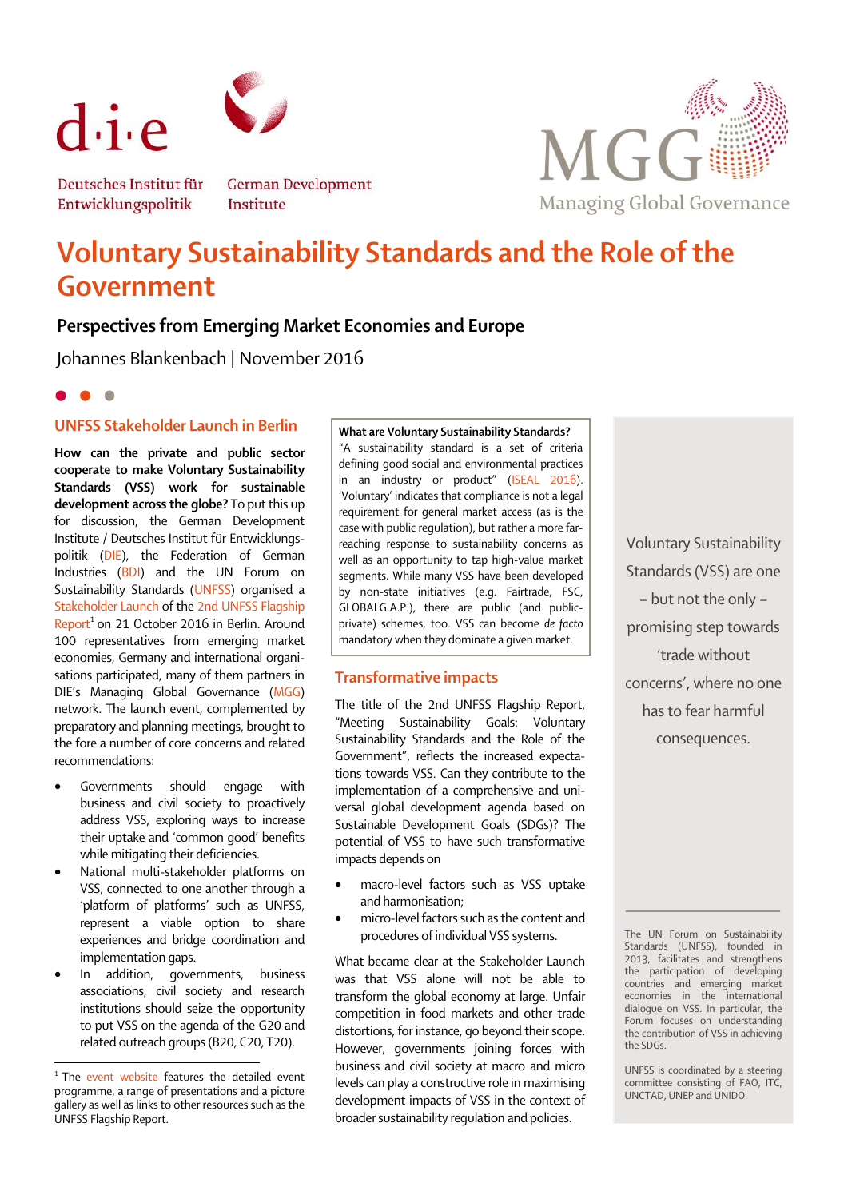Deutsches Institut für Entwicklungspolitik | German Development Institute

MGG Managing Global Governance

# Voluntary Sustainability Standards and the Role of the Government

## Perspectives from Emerging Market Economies and Europe

Johannes Blankenbach | November 2016

### UNFSS Stakeholder Launch in Berlin

**How can the private and public sector cooperate to make Voluntary Sustainability Standards (VSS) work for sustainable development across the globe?** To put this up for discussion, the German Development Institute / Deutsches Institut für Entwicklungspolitik (DIE), the Federation of German Industries (BDI) and the UN Forum on Sustainability Standards (UNFSS) organised a Stakeholder Launch of the 2nd UNFSS Flagship Report[1] on 21 October 2016 in Berlin. Around 100 representatives from emerging market economies, Germany and international organisations participated, many of them partners in DIE's Managing Global Governance (MGG) network. The launch event, complemented by preparatory and planning meetings, brought to the fore a number of core concerns and related recommendations:

- Governments should engage with business and civil society to proactively address VSS, exploring ways to increase their uptake and 'common good' benefits while mitigating their deficiencies.
- National multi-stakeholder platforms on VSS, connected to one another through a 'platform of platforms' such as UNFSS, represent a viable option to share experiences and bridge coordination and implementation gaps.
- In addition, governments, business associations, civil society and research institutions should seize the opportunity to put VSS on the agenda of the G20 and related outreach groups (B20, C20, T20).

[1] The event website features the detailed event programme, a range of presentations and a picture gallery as well as links to other resources such as the UNFSS Flagship Report.

**What are Voluntary Sustainability Standards?**
"A sustainability standard is a set of criteria defining good social and environmental practices in an industry or product" (ISEAL 2016). 'Voluntary' indicates that compliance is not a legal requirement for general market access (as is the case with public regulation), but rather a more far-reaching response to sustainability concerns as well as an opportunity to tap high-value market segments. While many VSS have been developed by non-state initiatives (e.g. Fairtrade, FSC, GLOBALG.A.P.), there are public (and public-private) schemes, too. VSS can become *de facto* mandatory when they dominate a given market.

### Transformative impacts

The title of the 2nd UNFSS Flagship Report, "Meeting Sustainability Goals: Voluntary Sustainability Standards and the Role of the Government", reflects the increased expectations towards VSS. Can they contribute to the implementation of a comprehensive and universal global development agenda based on Sustainable Development Goals (SDGs)? The potential of VSS to have such transformative impacts depends on

- macro-level factors such as VSS uptake and harmonisation;
- micro-level factors such as the content and procedures of individual VSS systems.

What became clear at the Stakeholder Launch was that VSS alone will not be able to transform the global economy at large. Unfair competition in food markets and other trade distortions, for instance, go beyond their scope. However, governments joining forces with business and civil society at macro and micro levels can play a constructive role in maximising development impacts of VSS in the context of broader sustainability regulation and policies.

> Voluntary Sustainability Standards (VSS) are one – but not the only – promising step towards 'trade without concerns', where no one has to fear harmful consequences.

The UN Forum on Sustainability Standards (UNFSS), founded in 2013, facilitates and strengthens the participation of developing countries and emerging market economies in the international dialogue on VSS. In particular, the Forum focuses on understanding the contribution of VSS in achieving the SDGs.

UNFSS is coordinated by a steering committee consisting of FAO, ITC, UNCTAD, UNEP and UNIDO.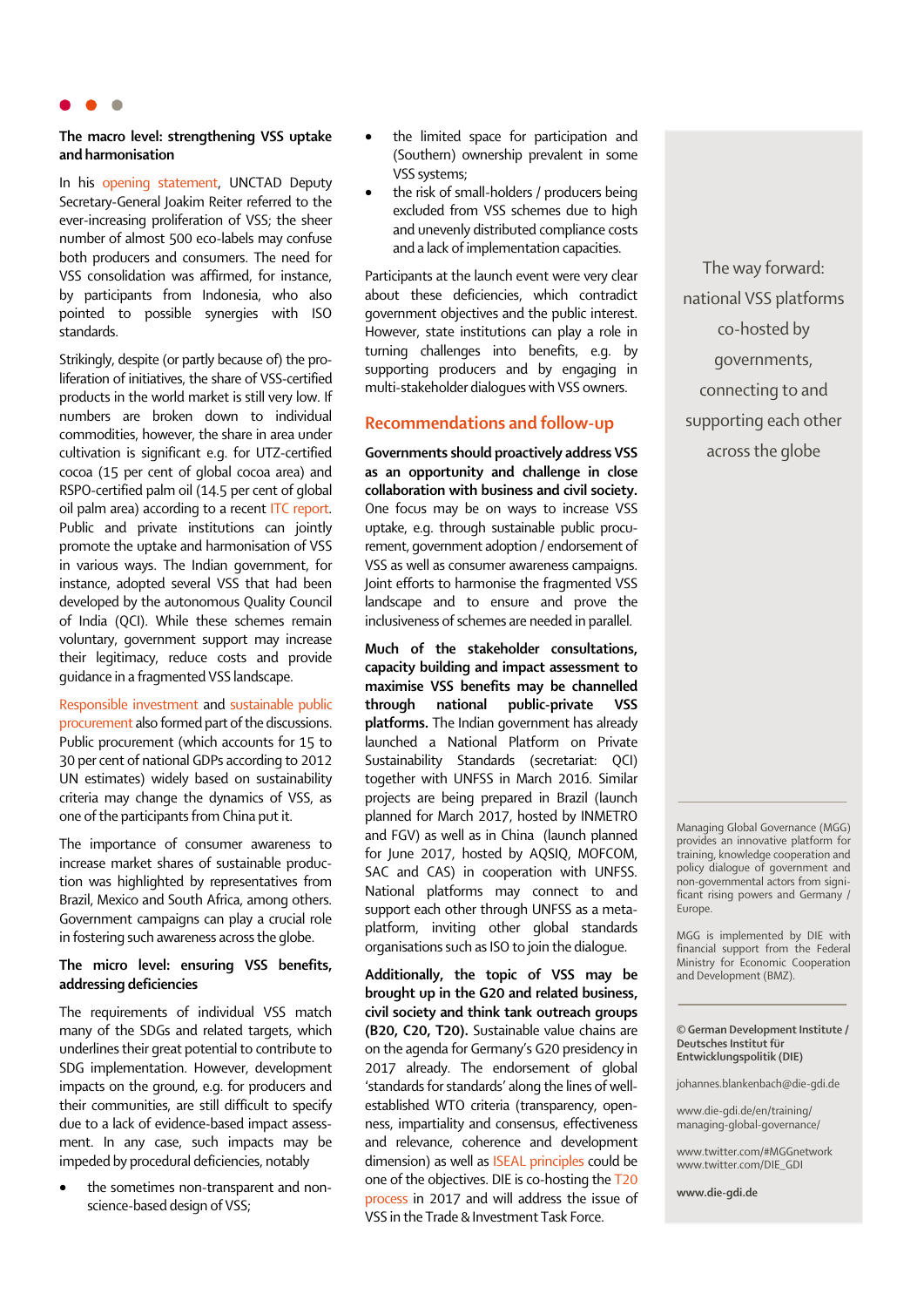### The macro level: strengthening VSS uptake and harmonisation

In his opening statement, UNCTAD Deputy Secretary-General Joakim Reiter referred to the ever-increasing proliferation of VSS; the sheer number of almost 500 eco-labels may confuse both producers and consumers. The need for VSS consolidation was affirmed, for instance, by participants from Indonesia, who also pointed to possible synergies with ISO standards.

Strikingly, despite (or partly because of) the proliferation of initiatives, the share of VSS-certified products in the world market is still very low. If numbers are broken down to individual commodities, however, the share in area under cultivation is significant e.g. for UTZ-certified cocoa (15 per cent of global cocoa area) and RSPO-certified palm oil (14.5 per cent of global oil palm area) according to a recent ITC report. Public and private institutions can jointly promote the uptake and harmonisation of VSS in various ways. The Indian government, for instance, adopted several VSS that had been developed by the autonomous Quality Council of India (QCI). While these schemes remain voluntary, government support may increase their legitimacy, reduce costs and provide guidance in a fragmented VSS landscape.

Responsible investment and sustainable public procurement also formed part of the discussions. Public procurement (which accounts for 15 to 30 per cent of national GDPs according to 2012 UN estimates) widely based on sustainability criteria may change the dynamics of VSS, as one of the participants from China put it.

The importance of consumer awareness to increase market shares of sustainable production was highlighted by representatives from Brazil, Mexico and South Africa, among others. Government campaigns can play a crucial role in fostering such awareness across the globe.

### The micro level: ensuring VSS benefits, addressing deficiencies

The requirements of individual VSS match many of the SDGs and related targets, which underlines their great potential to contribute to SDG implementation. However, development impacts on the ground, e.g. for producers and their communities, are still difficult to specify due to a lack of evidence-based impact assessment. In any case, such impacts may be impeded by procedural deficiencies, notably

- the sometimes non-transparent and non-science-based design of VSS;
- the limited space for participation and (Southern) ownership prevalent in some VSS systems;
- the risk of small-holders / producers being excluded from VSS schemes due to high and unevenly distributed compliance costs and a lack of implementation capacities.

Participants at the launch event were very clear about these deficiencies, which contradict government objectives and the public interest. However, state institutions can play a role in turning challenges into benefits, e.g. by supporting producers and by engaging in multi-stakeholder dialogues with VSS owners.

## Recommendations and follow-up

**Governments should proactively address VSS as an opportunity and challenge in close collaboration with business and civil society.** One focus may be on ways to increase VSS uptake, e.g. through sustainable public procurement, government adoption / endorsement of VSS as well as consumer awareness campaigns. Joint efforts to harmonise the fragmented VSS landscape and to ensure and prove the inclusiveness of schemes are needed in parallel.

**Much of the stakeholder consultations, capacity building and impact assessment to maximise VSS benefits may be channelled through national public-private VSS platforms.** The Indian government has already launched a National Platform on Private Sustainability Standards (secretariat: QCI) together with UNFSS in March 2016. Similar projects are being prepared in Brazil (launch planned for March 2017, hosted by INMETRO and FGV) as well as in China (launch planned for June 2017, hosted by AQSIQ, MOFCOM, SAC and CAS) in cooperation with UNFSS. National platforms may connect to and support each other through UNFSS as a meta-platform, inviting other global standards organisations such as ISO to join the dialogue.

**Additionally, the topic of VSS may be brought up in the G20 and related business, civil society and think tank outreach groups (B20, C20, T20).** Sustainable value chains are on the agenda for Germany's G20 presidency in 2017 already. The endorsement of global 'standards for standards' along the lines of well-established WTO criteria (transparency, openness, impartiality and consensus, effectiveness and relevance, coherence and development dimension) as well as ISEAL principles could be one of the objectives. DIE is co-hosting the T20 process in 2017 and will address the issue of VSS in the Trade & Investment Task Force.

The way forward: national VSS platforms co-hosted by governments, connecting to and supporting each other across the globe

Managing Global Governance (MGG) provides an innovative platform for training, knowledge cooperation and policy dialogue of government and non-governmental actors from significant rising powers and Germany / Europe.

MGG is implemented by DIE with financial support from the Federal Ministry for Economic Cooperation and Development (BMZ).

**© German Development Institute / Deutsches Institut für Entwicklungspolitik (DIE)**

johannes.blankenbach@die-gdi.de

www.die-gdi.de/en/training/managing-global-governance/

www.twitter.com/#MGGnetwork
www.twitter.com/DIE_GDI

**www.die-gdi.de**